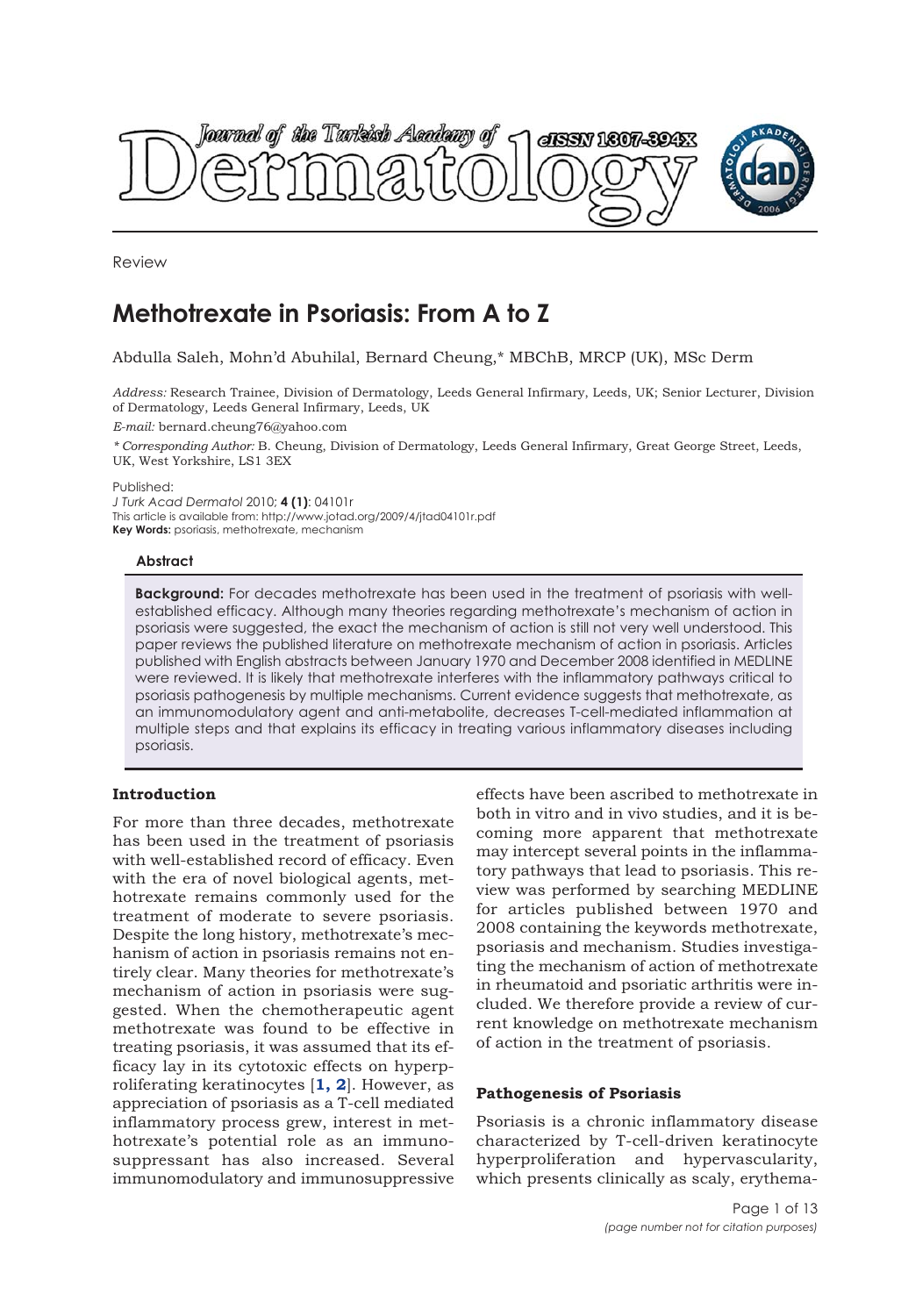Review

# Methotrexate in Psoriasis: From A to Z

Abdulla Saleh, Mohn'd Abuhilal, Bernard Cheung,* MBChB, MRCP (UK), MSc Derm

*Address:* Research Trainee, Division of Dermatology, Leeds General Infirmary, Leeds, UK; Senior Lecturer, Division of Dermatology, Leeds General Infirmary, Leeds, UK

*E-mail:* bernard.cheung76@yahoo.com

*\* Corresponding Author:* B. Cheung, Division of Dermatology, Leeds General Infirmary, Great George Street, Leeds, UK, West Yorkshire, LS1 3EX

Published:
*J Turk Acad Dermatol* 2010; **4 (1)**: 04101r
This article is available from: http://www.jotad.org/2009/4/jtad04101r.pdf
**Key Words:** psoriasis, methotrexate, mechanism

#### Abstract

**Background:** For decades methotrexate has been used in the treatment of psoriasis with well-established efficacy. Although many theories regarding methotrexate's mechanism of action in psoriasis were suggested, the exact the mechanism of action is still not very well understood. This paper reviews the published literature on methotrexate mechanism of action in psoriasis. Articles published with English abstracts between January 1970 and December 2008 identified in MEDLINE were reviewed. It is likely that methotrexate interferes with the inflammatory pathways critical to psoriasis pathogenesis by multiple mechanisms. Current evidence suggests that methotrexate, as an immunomodulatory agent and anti-metabolite, decreases T-cell-mediated inflammation at multiple steps and that explains its efficacy in treating various inflammatory diseases including psoriasis.

## Introduction

For more than three decades, methotrexate has been used in the treatment of psoriasis with well-established record of efficacy. Even with the era of novel biological agents, methotrexate remains commonly used for the treatment of moderate to severe psoriasis. Despite the long history, methotrexate's mechanism of action in psoriasis remains not entirely clear. Many theories for methotrexate's mechanism of action in psoriasis were suggested. When the chemotherapeutic agent methotrexate was found to be effective in treating psoriasis, it was assumed that its efficacy lay in its cytotoxic effects on hyperproliferating keratinocytes [**1, 2**]. However, as appreciation of psoriasis as a T-cell mediated inflammatory process grew, interest in methotrexate's potential role as an immunosuppressant has also increased. Several immunomodulatory and immunosuppressive effects have been ascribed to methotrexate in both in vitro and in vivo studies, and it is becoming more apparent that methotrexate may intercept several points in the inflammatory pathways that lead to psoriasis. This review was performed by searching MEDLINE for articles published between 1970 and 2008 containing the keywords methotrexate, psoriasis and mechanism. Studies investigating the mechanism of action of methotrexate in rheumatoid and psoriatic arthritis were included. We therefore provide a review of current knowledge on methotrexate mechanism of action in the treatment of psoriasis.

## Pathogenesis of Psoriasis

Psoriasis is a chronic inflammatory disease characterized by T-cell-driven keratinocyte hyperproliferation and hypervascularity, which presents clinically as scaly, erythema-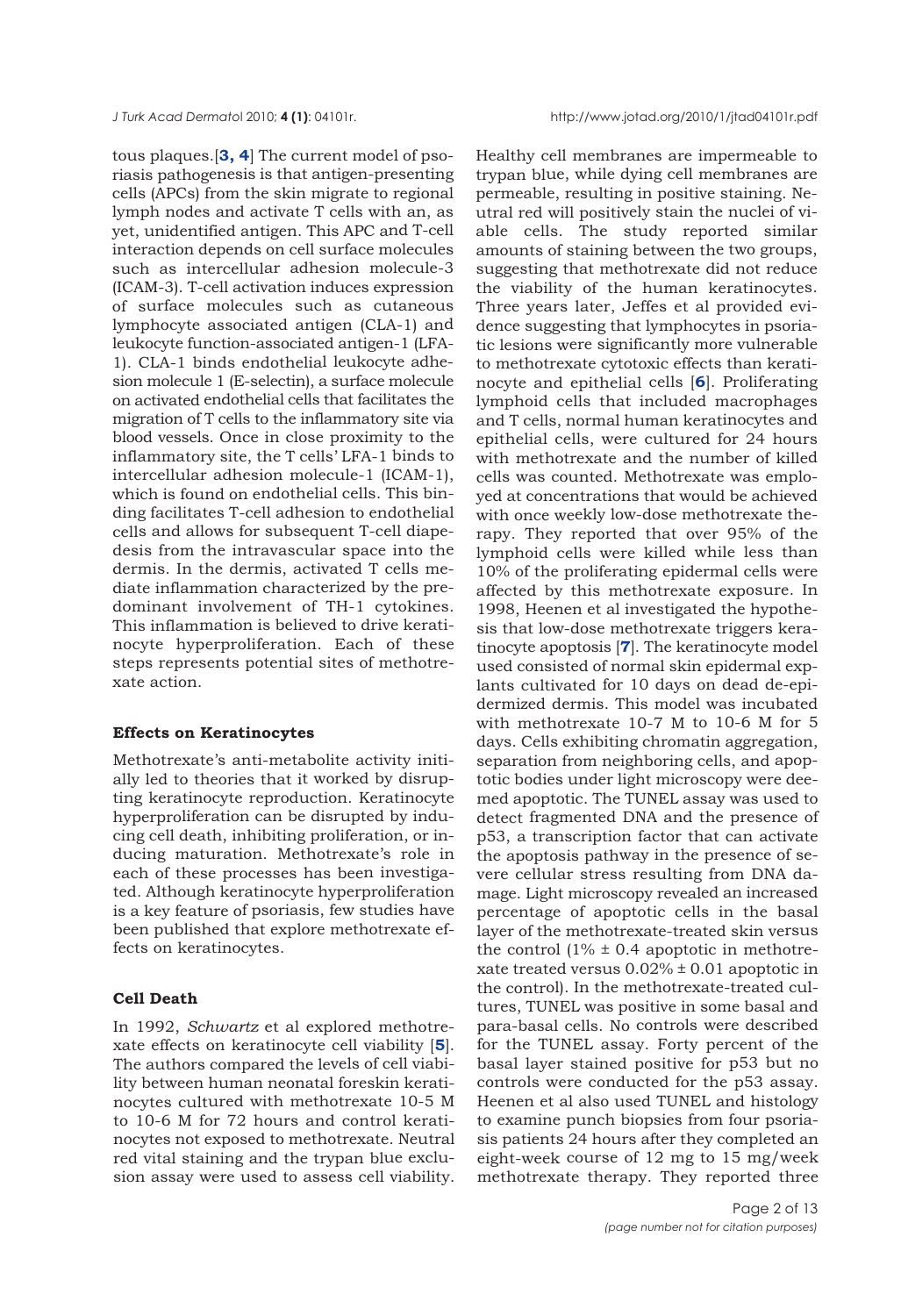tous plaques.[3, 4] The current model of psoriasis pathogenesis is that antigen-presenting cells (APCs) from the skin migrate to regional lymph nodes and activate T cells with an, as yet, unidentified antigen. This APC and T-cell interaction depends on cell surface molecules such as intercellular adhesion molecule-3 (ICAM-3). T-cell activation induces expression of surface molecules such as cutaneous lymphocyte associated antigen (CLA-1) and leukocyte function-associated antigen-1 (LFA-1). CLA-1 binds endothelial leukocyte adhesion molecule 1 (E-selectin), a surface molecule on activated endothelial cells that facilitates the migration of T cells to the inflammatory site via blood vessels. Once in close proximity to the inflammatory site, the T cells' LFA-1 binds to intercellular adhesion molecule-1 (ICAM-1), which is found on endothelial cells. This binding facilitates T-cell adhesion to endothelial cells and allows for subsequent T-cell diapedesis from the intravascular space into the dermis. In the dermis, activated T cells mediate inflammation characterized by the predominant involvement of TH-1 cytokines. This inflammation is believed to drive keratinocyte hyperproliferation. Each of these steps represents potential sites of methotrexate action.

### Effects on Keratinocytes

Methotrexate's anti-metabolite activity initially led to theories that it worked by disrupting keratinocyte reproduction. Keratinocyte hyperproliferation can be disrupted by inducing cell death, inhibiting proliferation, or inducing maturation. Methotrexate's role in each of these processes has been investigated. Although keratinocyte hyperproliferation is a key feature of psoriasis, few studies have been published that explore methotrexate effects on keratinocytes.

### Cell Death

In 1992, *Schwartz* et al explored methotrexate effects on keratinocyte cell viability [5]. The authors compared the levels of cell viability between human neonatal foreskin keratinocytes cultured with methotrexate 10-5 M to 10-6 M for 72 hours and control keratinocytes not exposed to methotrexate. Neutral red vital staining and the trypan blue exclusion assay were used to assess cell viability. Healthy cell membranes are impermeable to trypan blue, while dying cell membranes are permeable, resulting in positive staining. Neutral red will positively stain the nuclei of viable cells. The study reported similar amounts of staining between the two groups, suggesting that methotrexate did not reduce the viability of the human keratinocytes. Three years later, Jeffes et al provided evidence suggesting that lymphocytes in psoriatic lesions were significantly more vulnerable to methotrexate cytotoxic effects than keratinocyte and epithelial cells [6]. Proliferating lymphoid cells that included macrophages and T cells, normal human keratinocytes and epithelial cells, were cultured for 24 hours with methotrexate and the number of killed cells was counted. Methotrexate was employed at concentrations that would be achieved with once weekly low-dose methotrexate therapy. They reported that over 95% of the lymphoid cells were killed while less than 10% of the proliferating epidermal cells were affected by this methotrexate exposure. In 1998, Heenen et al investigated the hypothesis that low-dose methotrexate triggers keratinocyte apoptosis [7]. The keratinocyte model used consisted of normal skin epidermal explants cultivated for 10 days on dead de-epidermized dermis. This model was incubated with methotrexate 10-7 M to 10-6 M for 5 days. Cells exhibiting chromatin aggregation, separation from neighboring cells, and apoptotic bodies under light microscopy were deemed apoptotic. The TUNEL assay was used to detect fragmented DNA and the presence of p53, a transcription factor that can activate the apoptosis pathway in the presence of severe cellular stress resulting from DNA damage. Light microscopy revealed an increased percentage of apoptotic cells in the basal layer of the methotrexate-treated skin versus the control (1% ± 0.4 apoptotic in methotrexate treated versus 0.02% ± 0.01 apoptotic in the control). In the methotrexate-treated cultures, TUNEL was positive in some basal and para-basal cells. No controls were described for the TUNEL assay. Forty percent of the basal layer stained positive for p53 but no controls were conducted for the p53 assay. Heenen et al also used TUNEL and histology to examine punch biopsies from four psoriasis patients 24 hours after they completed an eight-week course of 12 mg to 15 mg/week methotrexate therapy. They reported three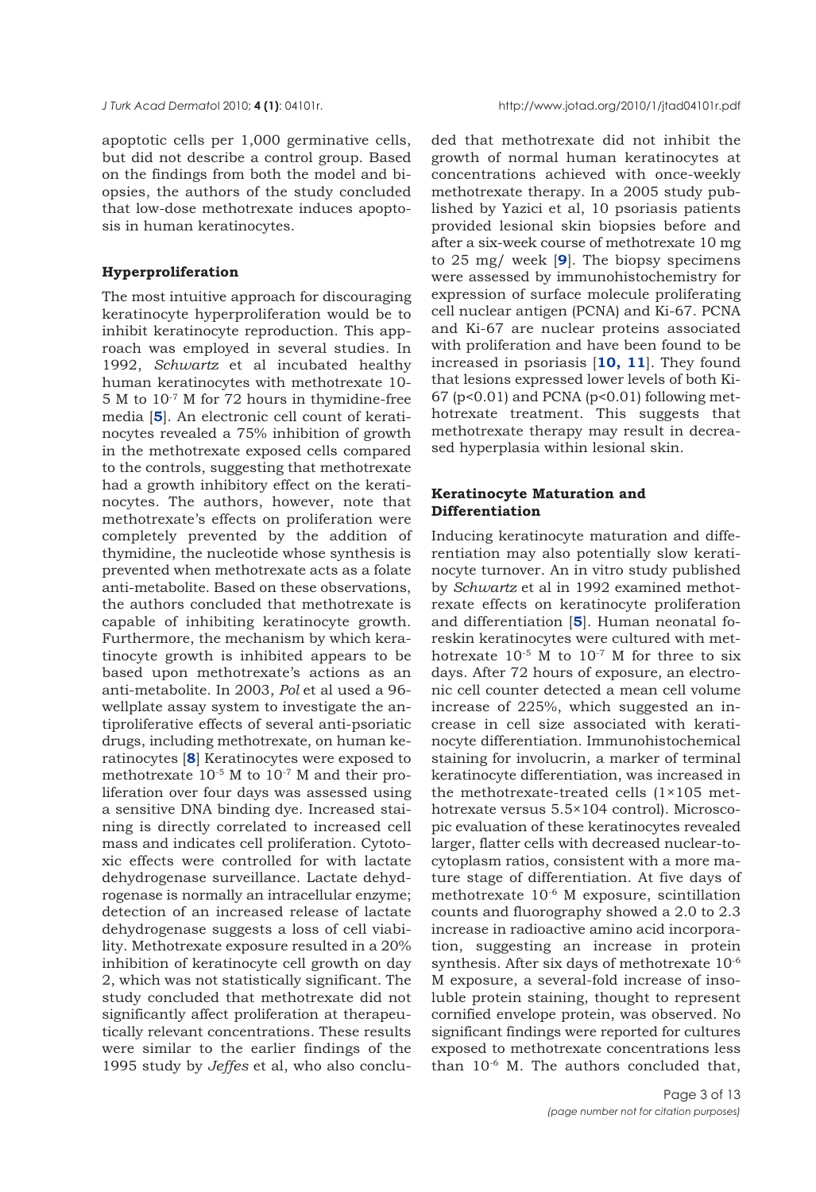apoptotic cells per 1,000 germinative cells, but did not describe a control group. Based on the findings from both the model and biopsies, the authors of the study concluded that low-dose methotrexate induces apoptosis in human keratinocytes.

#### Hyperproliferation

The most intuitive approach for discouraging keratinocyte hyperproliferation would be to inhibit keratinocyte reproduction. This approach was employed in several studies. In 1992, *Schwartz* et al incubated healthy human keratinocytes with methotrexate 10-5 M to $10^{-7}$ M for 72 hours in thymidine-free media [**5**]. An electronic cell count of keratinocytes revealed a 75% inhibition of growth in the methotrexate exposed cells compared to the controls, suggesting that methotrexate had a growth inhibitory effect on the keratinocytes. The authors, however, note that methotrexate's effects on proliferation were completely prevented by the addition of thymidine, the nucleotide whose synthesis is prevented when methotrexate acts as a folate anti-metabolite. Based on these observations, the authors concluded that methotrexate is capable of inhibiting keratinocyte growth. Furthermore, the mechanism by which keratinocyte growth is inhibited appears to be based upon methotrexate's actions as an anti-metabolite. In 2003, *Pol* et al used a 96-wellplate assay system to investigate the antiproliferative effects of several anti-psoriatic drugs, including methotrexate, on human keratinocytes [**8**] Keratinocytes were exposed to methotrexate $10^{-5}$ M to $10^{-7}$ M and their proliferation over four days was assessed using a sensitive DNA binding dye. Increased staining is directly correlated to increased cell mass and indicates cell proliferation. Cytotoxic effects were controlled for with lactate dehydrogenase surveillance. Lactate dehydrogenase is normally an intracellular enzyme; detection of an increased release of lactate dehydrogenase suggests a loss of cell viability. Methotrexate exposure resulted in a 20% inhibition of keratinocyte cell growth on day 2, which was not statistically significant. The study concluded that methotrexate did not significantly affect proliferation at therapeutically relevant concentrations. These results were similar to the earlier findings of the 1995 study by *Jeffes* et al, who also concluded that methotrexate did not inhibit the growth of normal human keratinocytes at concentrations achieved with once-weekly methotrexate therapy. In a 2005 study published by Yazici et al, 10 psoriasis patients provided lesional skin biopsies before and after a six-week course of methotrexate 10 mg to 25 mg/ week [**9**]. The biopsy specimens were assessed by immunohistochemistry for expression of surface molecule proliferating cell nuclear antigen (PCNA) and Ki-67. PCNA and Ki-67 are nuclear proteins associated with proliferation and have been found to be increased in psoriasis [**10, 11**]. They found that lesions expressed lower levels of both Ki-67 ($p<0.01$) and PCNA ($p<0.01$) following methotrexate treatment. This suggests that methotrexate therapy may result in decreased hyperplasia within lesional skin.

#### Keratinocyte Maturation and Differentiation

Inducing keratinocyte maturation and differentiation may also potentially slow keratinocyte turnover. An in vitro study published by *Schwartz* et al in 1992 examined methotrexate effects on keratinocyte proliferation and differentiation [**5**]. Human neonatal foreskin keratinocytes were cultured with methotrexate $10^{-5}$ M to $10^{-7}$ M for three to six days. After 72 hours of exposure, an electronic cell counter detected a mean cell volume increase of 225%, which suggested an increase in cell size associated with keratinocyte differentiation. Immunohistochemical staining for involucrin, a marker of terminal keratinocyte differentiation, was increased in the methotrexate-treated cells (1×105 methotrexate versus 5.5×104 control). Microscopic evaluation of these keratinocytes revealed larger, flatter cells with decreased nuclear-to-cytoplasm ratios, consistent with a more mature stage of differentiation. At five days of methotrexate $10^{-6}$ M exposure, scintillation counts and fluorography showed a 2.0 to 2.3 increase in radioactive amino acid incorporation, suggesting an increase in protein synthesis. After six days of methotrexate $10^{-6}$ M exposure, a several-fold increase of insoluble protein staining, thought to represent cornified envelope protein, was observed. No significant findings were reported for cultures exposed to methotrexate concentrations less than $10^{-6}$ M. The authors concluded that,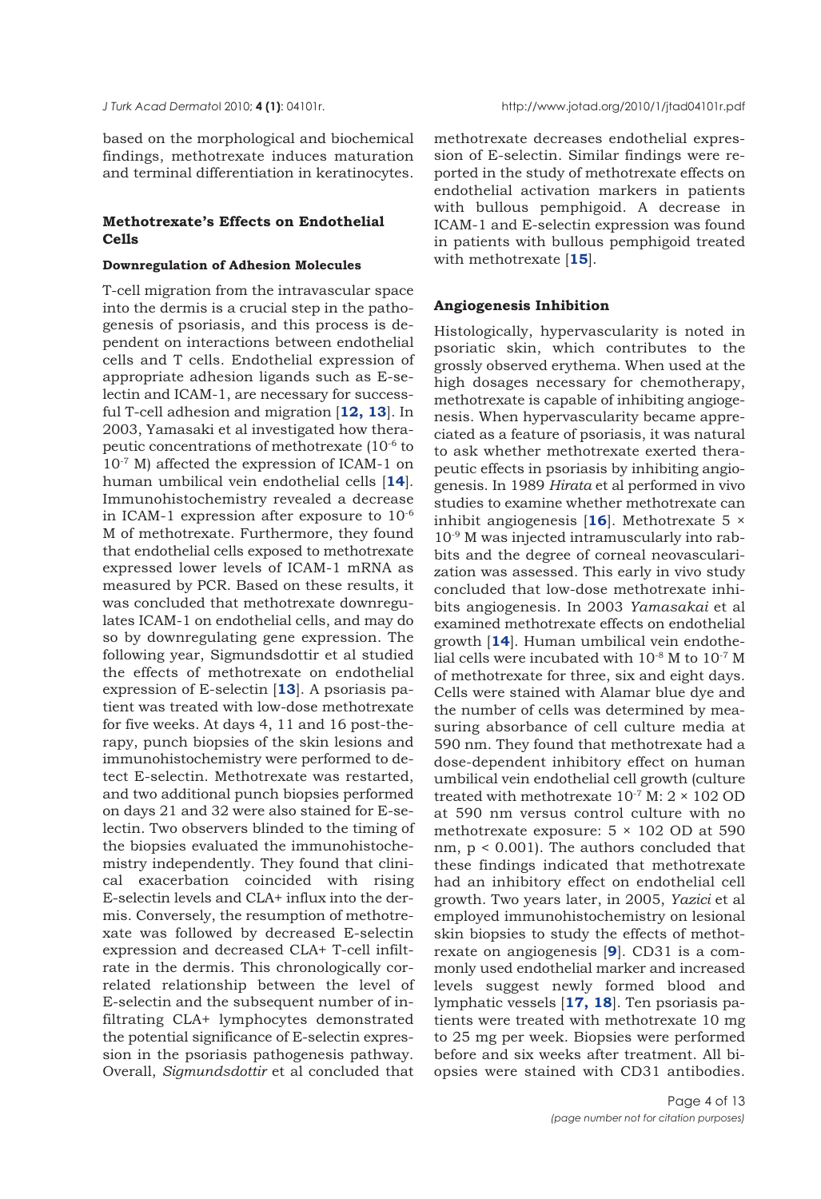based on the morphological and biochemical findings, methotrexate induces maturation and terminal differentiation in keratinocytes.

### Methotrexate's Effects on Endothelial Cells

#### Downregulation of Adhesion Molecules

T-cell migration from the intravascular space into the dermis is a crucial step in the pathogenesis of psoriasis, and this process is dependent on interactions between endothelial cells and T cells. Endothelial expression of appropriate adhesion ligands such as E-selectin and ICAM-1, are necessary for successful T-cell adhesion and migration [**12, 13**]. In 2003, Yamasaki et al investigated how therapeutic concentrations of methotrexate ($10^{-6}$ to $10^{-7}$ M) affected the expression of ICAM-1 on human umbilical vein endothelial cells [**14**]. Immunohistochemistry revealed a decrease in ICAM-1 expression after exposure to $10^{-6}$ M of methotrexate. Furthermore, they found that endothelial cells exposed to methotrexate expressed lower levels of ICAM-1 mRNA as measured by PCR. Based on these results, it was concluded that methotrexate downregulates ICAM-1 on endothelial cells, and may do so by downregulating gene expression. The following year, Sigmundsdottir et al studied the effects of methotrexate on endothelial expression of E-selectin [**13**]. A psoriasis patient was treated with low-dose methotrexate for five weeks. At days 4, 11 and 16 post-therapy, punch biopsies of the skin lesions and immunohistochemistry were performed to detect E-selectin. Methotrexate was restarted, and two additional punch biopsies performed on days 21 and 32 were also stained for E-selectin. Two observers blinded to the timing of the biopsies evaluated the immunohistochemistry independently. They found that clinical exacerbation coincided with rising E-selectin levels and CLA+ influx into the dermis. Conversely, the resumption of methotrexate was followed by decreased E-selectin expression and decreased CLA+ T-cell infiltrate in the dermis. This chronologically correlated relationship between the level of E-selectin and the subsequent number of infiltrating CLA+ lymphocytes demonstrated the potential significance of E-selectin expression in the psoriasis pathogenesis pathway. Overall, *Sigmundsdottir* et al concluded that methotrexate decreases endothelial expression of E-selectin. Similar findings were reported in the study of methotrexate effects on endothelial activation markers in patients with bullous pemphigoid. A decrease in ICAM-1 and E-selectin expression was found in patients with bullous pemphigoid treated with methotrexate [**15**].

#### Angiogenesis Inhibition

Histologically, hypervascularity is noted in psoriatic skin, which contributes to the grossly observed erythema. When used at the high dosages necessary for chemotherapy, methotrexate is capable of inhibiting angiogenesis. When hypervascularity became appreciated as a feature of psoriasis, it was natural to ask whether methotrexate exerted therapeutic effects in psoriasis by inhibiting angiogenesis. In 1989 *Hirata* et al performed in vivo studies to examine whether methotrexate can inhibit angiogenesis [**16**]. Methotrexate $5 \times 10^{-9}$ M was injected intramuscularly into rabbits and the degree of corneal neovascularization was assessed. This early in vivo study concluded that low-dose methotrexate inhibits angiogenesis. In 2003 *Yamasakai* et al examined methotrexate effects on endothelial growth [**14**]. Human umbilical vein endothelial cells were incubated with $10^{-8}$ M to $10^{-7}$ M of methotrexate for three, six and eight days. Cells were stained with Alamar blue dye and the number of cells was determined by measuring absorbance of cell culture media at 590 nm. They found that methotrexate had a dose-dependent inhibitory effect on human umbilical vein endothelial cell growth (culture treated with methotrexate $10^{-7}$ M: 2 × 102 OD at 590 nm versus control culture with no methotrexate exposure: 5 × 102 OD at 590 nm, $p < 0.001$). The authors concluded that these findings indicated that methotrexate had an inhibitory effect on endothelial cell growth. Two years later, in 2005, *Yazici* et al employed immunohistochemistry on lesional skin biopsies to study the effects of methotrexate on angiogenesis [**9**]. CD31 is a commonly used endothelial marker and increased levels suggest newly formed blood and lymphatic vessels [**17, 18**]. Ten psoriasis patients were treated with methotrexate 10 mg to 25 mg per week. Biopsies were performed before and six weeks after treatment. All biopsies were stained with CD31 antibodies.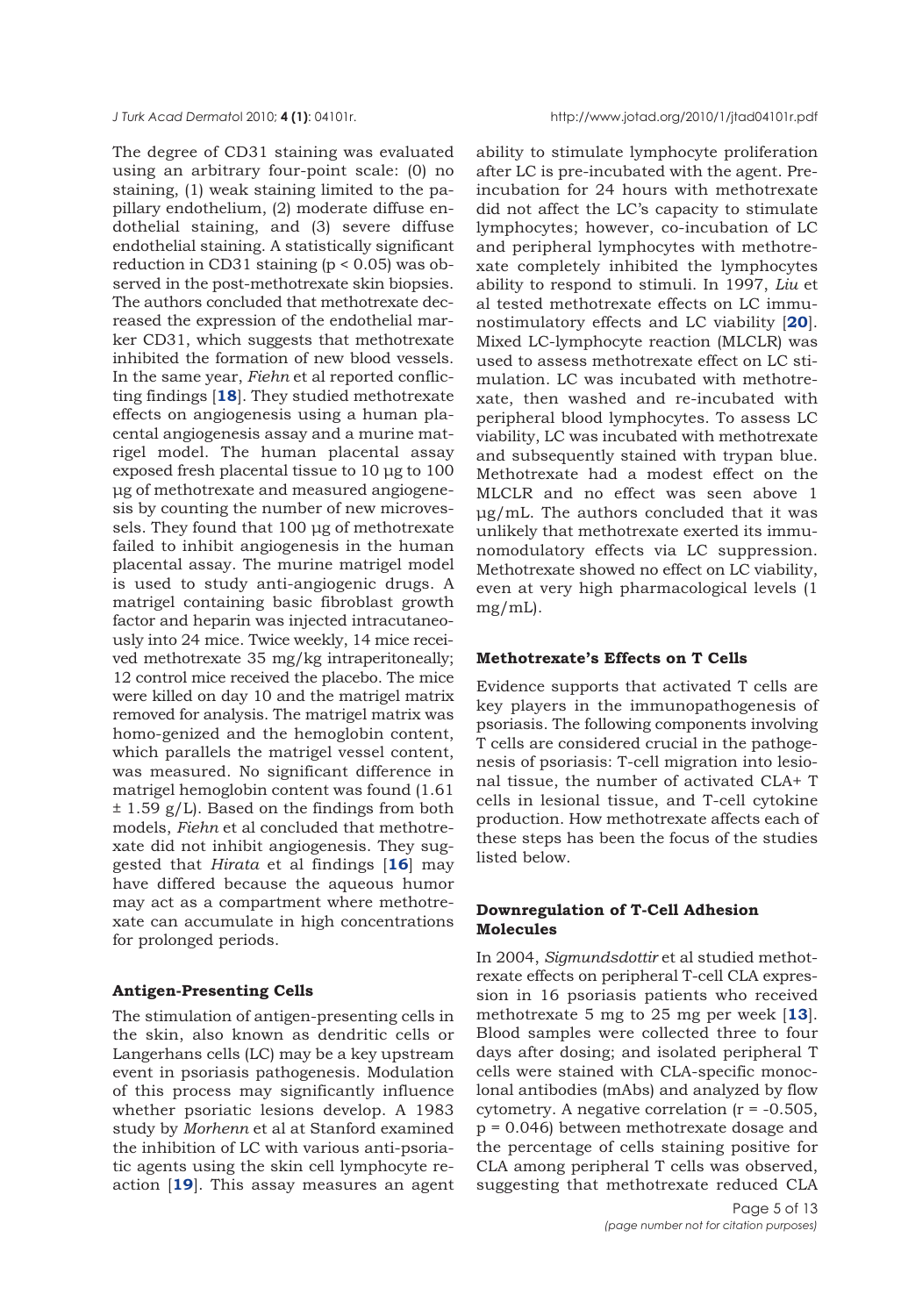The degree of CD31 staining was evaluated using an arbitrary four-point scale: (0) no staining, (1) weak staining limited to the papillary endothelium, (2) moderate diffuse endothelial staining, and (3) severe diffuse endothelial staining. A statistically significant reduction in CD31 staining ($p < 0.05$) was observed in the post-methotrexate skin biopsies. The authors concluded that methotrexate decreased the expression of the endothelial marker CD31, which suggests that methotrexate inhibited the formation of new blood vessels. In the same year, *Fiehn* et al reported conflicting findings [**18**]. They studied methotrexate effects on angiogenesis using a human placental angiogenesis assay and a murine matrigel model. The human placental assay exposed fresh placental tissue to 10 µg to 100 µg of methotrexate and measured angiogenesis by counting the number of new microvessels. They found that 100 µg of methotrexate failed to inhibit angiogenesis in the human placental assay. The murine matrigel model is used to study anti-angiogenic drugs. A matrigel containing basic fibroblast growth factor and heparin was injected intracutaneously into 24 mice. Twice weekly, 14 mice received methotrexate 35 mg/kg intraperitoneally; 12 control mice received the placebo. The mice were killed on day 10 and the matrigel matrix removed for analysis. The matrigel matrix was homo-genized and the hemoglobin content, which parallels the matrigel vessel content, was measured. No significant difference in matrigel hemoglobin content was found (1.61 ± 1.59 g/L). Based on the findings from both models, *Fiehn* et al concluded that methotrexate did not inhibit angiogenesis. They suggested that *Hirata* et al findings [**16**] may have differed because the aqueous humor may act as a compartment where methotrexate can accumulate in high concentrations for prolonged periods.

### Antigen-Presenting Cells

The stimulation of antigen-presenting cells in the skin, also known as dendritic cells or Langerhans cells (LC) may be a key upstream event in psoriasis pathogenesis. Modulation of this process may significantly influence whether psoriatic lesions develop. A 1983 study by *Morhenn* et al at Stanford examined the inhibition of LC with various anti-psoriatic agents using the skin cell lymphocyte reaction [**19**]. This assay measures an agent ability to stimulate lymphocyte proliferation after LC is pre-incubated with the agent. Pre-incubation for 24 hours with methotrexate did not affect the LC's capacity to stimulate lymphocytes; however, co-incubation of LC and peripheral lymphocytes with methotrexate completely inhibited the lymphocytes ability to respond to stimuli. In 1997, *Liu* et al tested methotrexate effects on LC immunostimulatory effects and LC viability [**20**]. Mixed LC-lymphocyte reaction (MLCLR) was used to assess methotrexate effect on LC stimulation. LC was incubated with methotrexate, then washed and re-incubated with peripheral blood lymphocytes. To assess LC viability, LC was incubated with methotrexate and subsequently stained with trypan blue. Methotrexate had a modest effect on the MLCLR and no effect was seen above 1 µg/mL. The authors concluded that it was unlikely that methotrexate exerted its immunomodulatory effects via LC suppression. Methotrexate showed no effect on LC viability, even at very high pharmacological levels (1 mg/mL).

### Methotrexate's Effects on T Cells

Evidence supports that activated T cells are key players in the immunopathogenesis of psoriasis. The following components involving T cells are considered crucial in the pathogenesis of psoriasis: T-cell migration into lesional tissue, the number of activated CLA+ T cells in lesional tissue, and T-cell cytokine production. How methotrexate affects each of these steps has been the focus of the studies listed below.

### Downregulation of T-Cell Adhesion Molecules

In 2004, *Sigmundsdottir* et al studied methotrexate effects on peripheral T-cell CLA expression in 16 psoriasis patients who received methotrexate 5 mg to 25 mg per week [**13**]. Blood samples were collected three to four days after dosing; and isolated peripheral T cells were stained with CLA-specific monoclonal antibodies (mAbs) and analyzed by flow cytometry. A negative correlation ($r = -0.505$, $p = 0.046$) between methotrexate dosage and the percentage of cells staining positive for CLA among peripheral T cells was observed, suggesting that methotrexate reduced CLA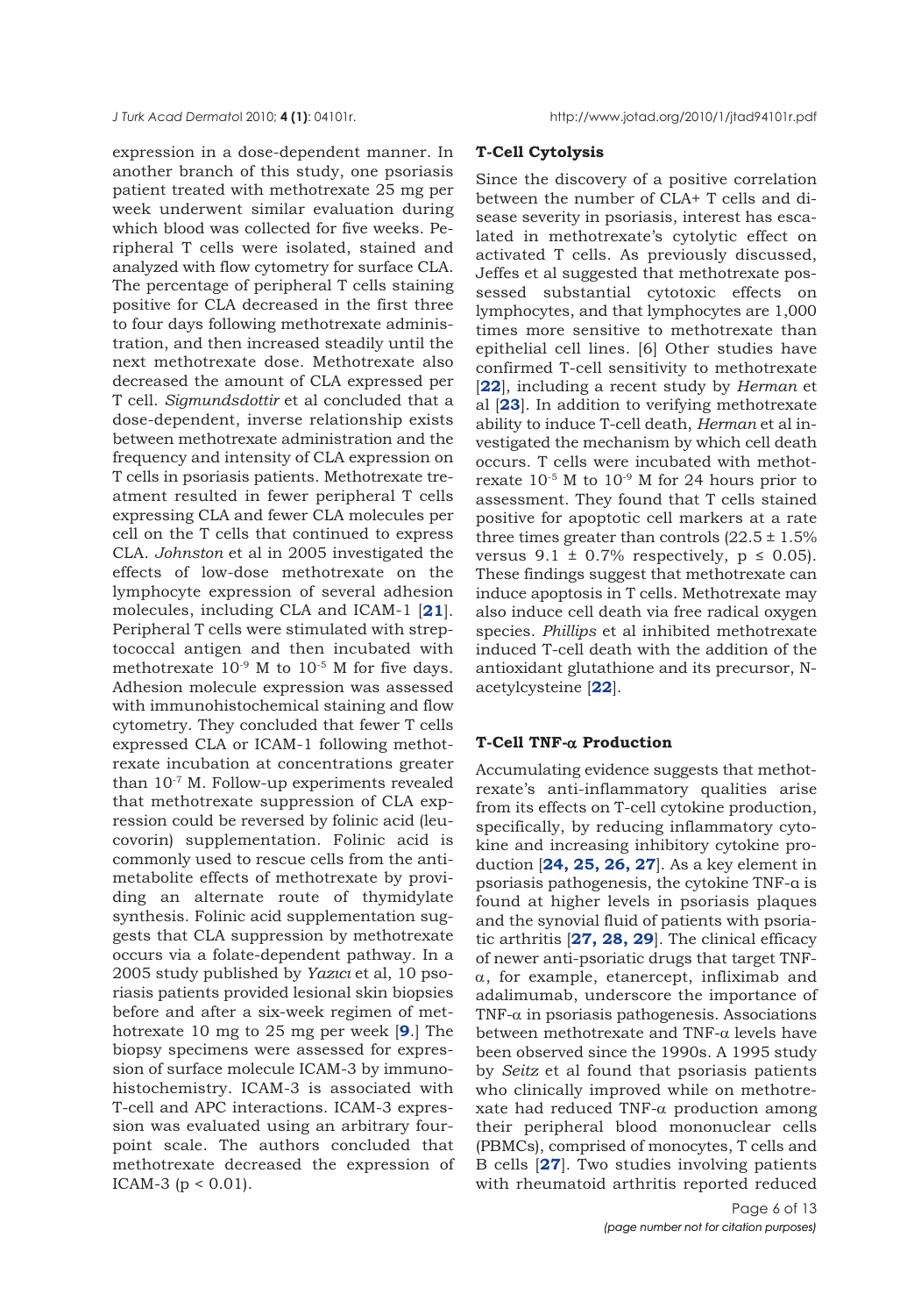expression in a dose-dependent manner. In another branch of this study, one psoriasis patient treated with methotrexate 25 mg per week underwent similar evaluation during which blood was collected for five weeks. Peripheral T cells were isolated, stained and analyzed with flow cytometry for surface CLA. The percentage of peripheral T cells staining positive for CLA decreased in the first three to four days following methotrexate administration, and then increased steadily until the next methotrexate dose. Methotrexate also decreased the amount of CLA expressed per T cell. *Sigmundsdottir* et al concluded that a dose-dependent, inverse relationship exists between methotrexate administration and the frequency and intensity of CLA expression on T cells in psoriasis patients. Methotrexate treatment resulted in fewer peripheral T cells expressing CLA and fewer CLA molecules per cell on the T cells that continued to express CLA. *Johnston* et al in 2005 investigated the effects of low-dose methotrexate on the lymphocyte expression of several adhesion molecules, including CLA and ICAM-1 [**21**]. Peripheral T cells were stimulated with streptococcal antigen and then incubated with methotrexate $10^{-9}$ M to $10^{-5}$ M for five days. Adhesion molecule expression was assessed with immunohistochemical staining and flow cytometry. They concluded that fewer T cells expressed CLA or ICAM-1 following methotrexate incubation at concentrations greater than $10^{-7}$ M. Follow-up experiments revealed that methotrexate suppression of CLA expression could be reversed by folinic acid (leucovorin) supplementation. Folinic acid is commonly used to rescue cells from the antimetabolite effects of methotrexate by providing an alternate route of thymidylate synthesis. Folinic acid supplementation suggests that CLA suppression by methotrexate occurs via a folate-dependent pathway. In a 2005 study published by *Yazıcı* et al, 10 psoriasis patients provided lesional skin biopsies before and after a six-week regimen of methotrexate 10 mg to 25 mg per week [**9**.] The biopsy specimens were assessed for expression of surface molecule ICAM-3 by immunohistochemistry. ICAM-3 is associated with T-cell and APC interactions. ICAM-3 expression was evaluated using an arbitrary four-point scale. The authors concluded that methotrexate decreased the expression of ICAM-3 ($p < 0.01$).

### T-Cell Cytolysis

Since the discovery of a positive correlation between the number of CLA+ T cells and disease severity in psoriasis, interest has escalated in methotrexate's cytolytic effect on activated T cells. As previously discussed, Jeffes et al suggested that methotrexate possessed substantial cytotoxic effects on lymphocytes, and that lymphocytes are 1,000 times more sensitive to methotrexate than epithelial cell lines. [6] Other studies have confirmed T-cell sensitivity to methotrexate [**22**], including a recent study by *Herman* et al [**23**]. In addition to verifying methotrexate ability to induce T-cell death, *Herman* et al investigated the mechanism by which cell death occurs. T cells were incubated with methotrexate $10^{-5}$ M to $10^{-9}$ M for 24 hours prior to assessment. They found that T cells stained positive for apoptotic cell markers at a rate three times greater than controls ($22.5 \pm 1.5\%$ versus $9.1 \pm 0.7\%$ respectively, $p \leq 0.05$). These findings suggest that methotrexate can induce apoptosis in T cells. Methotrexate may also induce cell death via free radical oxygen species. *Phillips* et al inhibited methotrexate induced T-cell death with the addition of the antioxidant glutathione and its precursor, N-acetylcysteine [**22**].

### T-Cell TNF-α Production

Accumulating evidence suggests that methotrexate's anti-inflammatory qualities arise from its effects on T-cell cytokine production, specifically, by reducing inflammatory cytokine and increasing inhibitory cytokine production [**24, 25, 26, 27**]. As a key element in psoriasis pathogenesis, the cytokine TNF-α is found at higher levels in psoriasis plaques and the synovial fluid of patients with psoriatic arthritis [**27, 28, 29**]. The clinical efficacy of newer anti-psoriatic drugs that target TNF-α, for example, etanercept, infliximab and adalimumab, underscore the importance of TNF-α in psoriasis pathogenesis. Associations between methotrexate and TNF-α levels have been observed since the 1990s. A 1995 study by *Seitz* et al found that psoriasis patients who clinically improved while on methotrexate had reduced TNF-α production among their peripheral blood mononuclear cells (PBMCs), comprised of monocytes, T cells and B cells [**27**]. Two studies involving patients with rheumatoid arthritis reported reduced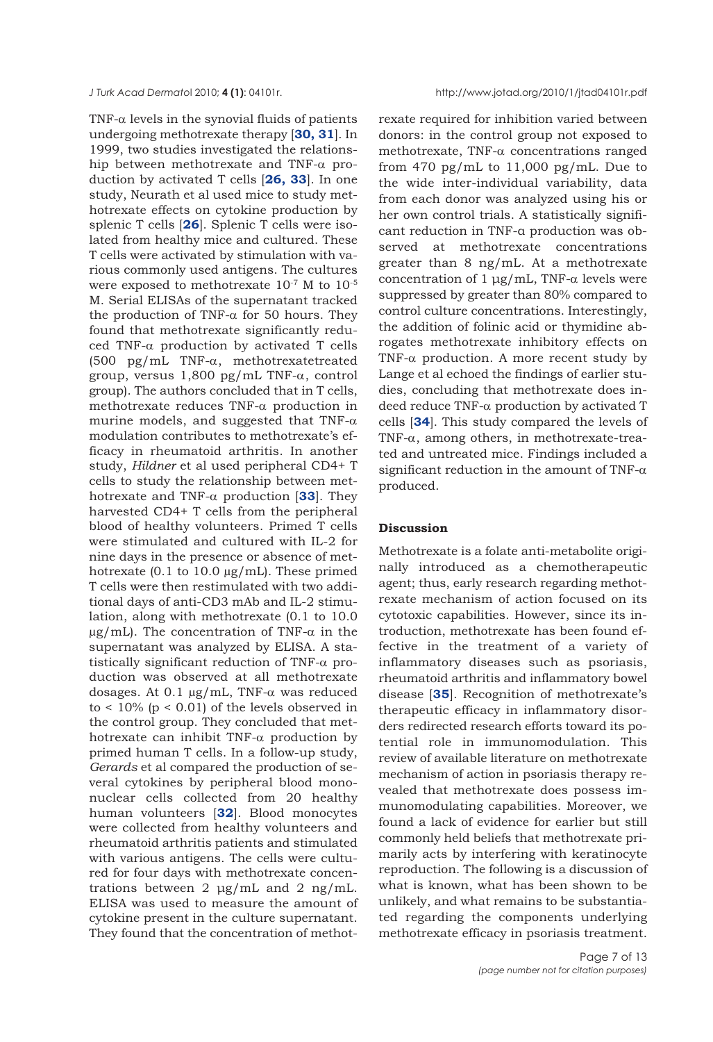TNF-α levels in the synovial fluids of patients undergoing methotrexate therapy [**30, 31**]. In 1999, two studies investigated the relationship between methotrexate and TNF-α production by activated T cells [**26, 33**]. In one study, Neurath et al used mice to study methotrexate effects on cytokine production by splenic T cells [**26**]. Splenic T cells were isolated from healthy mice and cultured. These T cells were activated by stimulation with various commonly used antigens. The cultures were exposed to methotrexate $10^{-7}$ M to $10^{-5}$ M. Serial ELISAs of the supernatant tracked the production of TNF-α for 50 hours. They found that methotrexate significantly reduced TNF-α production by activated T cells (500 pg/mL TNF-α, methotrexatetreated group, versus 1,800 pg/mL TNF-α, control group). The authors concluded that in T cells, methotrexate reduces TNF-α production in murine models, and suggested that TNF-α modulation contributes to methotrexate's efficacy in rheumatoid arthritis. In another study, *Hildner* et al used peripheral CD4+ T cells to study the relationship between methotrexate and TNF-α production [**33**]. They harvested CD4+ T cells from the peripheral blood of healthy volunteers. Primed T cells were stimulated and cultured with IL-2 for nine days in the presence or absence of methotrexate (0.1 to 10.0 µg/mL). These primed T cells were then restimulated with two additional days of anti-CD3 mAb and IL-2 stimulation, along with methotrexate (0.1 to 10.0 µg/mL). The concentration of TNF-α in the supernatant was analyzed by ELISA. A statistically significant reduction of TNF-α production was observed at all methotrexate dosages. At 0.1 µg/mL, TNF-α was reduced to < 10% ($p < 0.01$) of the levels observed in the control group. They concluded that methotrexate can inhibit TNF-α production by primed human T cells. In a follow-up study, *Gerards* et al compared the production of several cytokines by peripheral blood mononuclear cells collected from 20 healthy human volunteers [**32**]. Blood monocytes were collected from healthy volunteers and rheumatoid arthritis patients and stimulated with various antigens. The cells were cultured for four days with methotrexate concentrations between 2 µg/mL and 2 ng/mL. ELISA was used to measure the amount of cytokine present in the culture supernatant. They found that the concentration of methotrexate required for inhibition varied between donors: in the control group not exposed to methotrexate, TNF-α concentrations ranged from 470 pg/mL to 11,000 pg/mL. Due to the wide inter-individual variability, data from each donor was analyzed using his or her own control trials. A statistically significant reduction in TNF-α production was observed at methotrexate concentrations greater than 8 ng/mL. At a methotrexate concentration of 1 µg/mL, TNF-α levels were suppressed by greater than 80% compared to control culture concentrations. Interestingly, the addition of folinic acid or thymidine abrogates methotrexate inhibitory effects on TNF-α production. A more recent study by Lange et al echoed the findings of earlier studies, concluding that methotrexate does indeed reduce TNF-α production by activated T cells [**34**]. This study compared the levels of TNF-α, among others, in methotrexate-treated and untreated mice. Findings included a significant reduction in the amount of TNF-α produced.

## Discussion

Methotrexate is a folate anti-metabolite originally introduced as a chemotherapeutic agent; thus, early research regarding methotrexate mechanism of action focused on its cytotoxic capabilities. However, since its introduction, methotrexate has been found effective in the treatment of a variety of inflammatory diseases such as psoriasis, rheumatoid arthritis and inflammatory bowel disease [**35**]. Recognition of methotrexate's therapeutic efficacy in inflammatory disorders redirected research efforts toward its potential role in immunomodulation. This review of available literature on methotrexate mechanism of action in psoriasis therapy revealed that methotrexate does possess immunomodulating capabilities. Moreover, we found a lack of evidence for earlier but still commonly held beliefs that methotrexate primarily acts by interfering with keratinocyte reproduction. The following is a discussion of what is known, what has been shown to be unlikely, and what remains to be substantiated regarding the components underlying methotrexate efficacy in psoriasis treatment.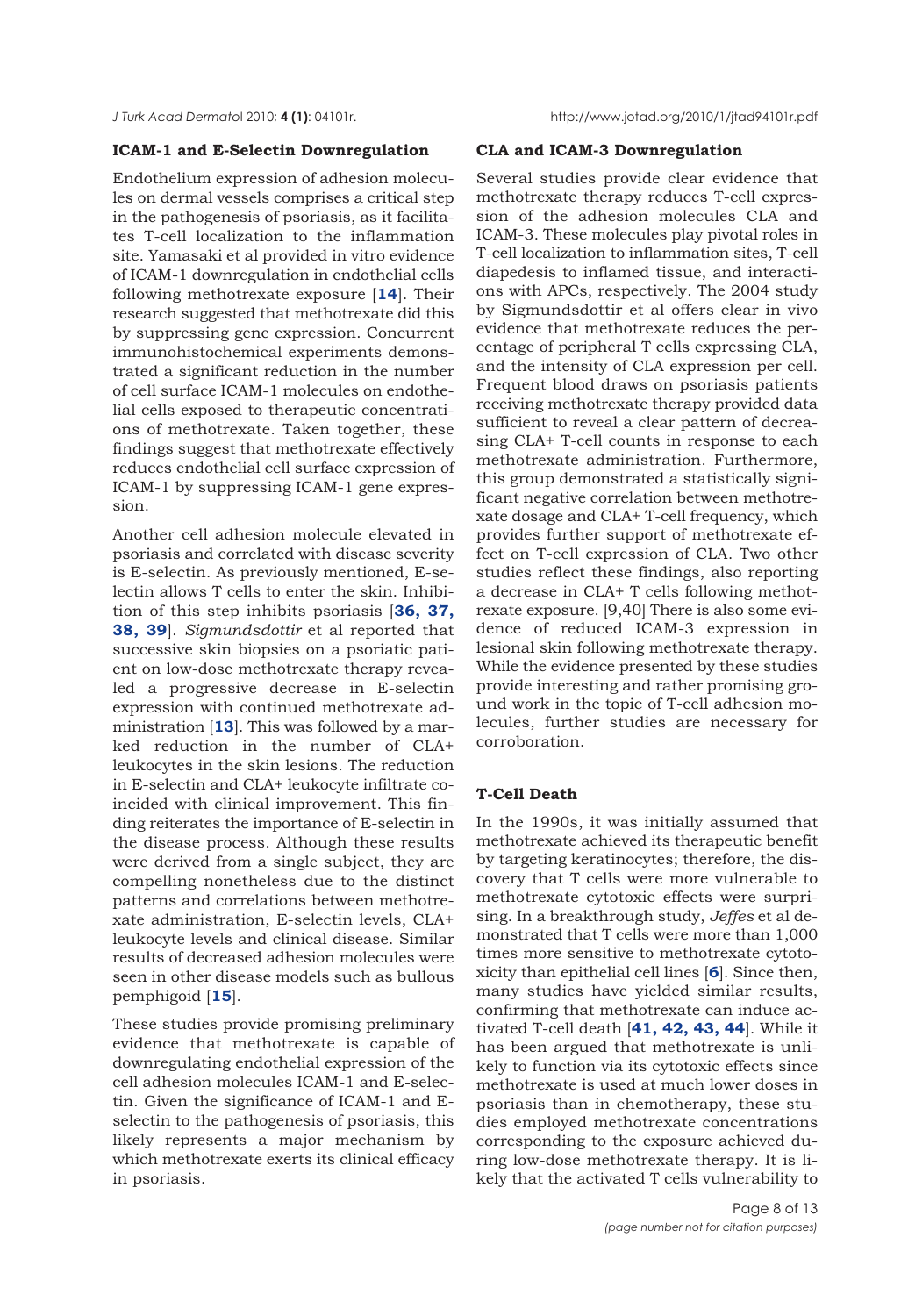### ICAM-1 and E-Selectin Downregulation

Endothelium expression of adhesion molecules on dermal vessels comprises a critical step in the pathogenesis of psoriasis, as it facilitates T-cell localization to the inflammation site. Yamasaki et al provided in vitro evidence of ICAM-1 downregulation in endothelial cells following methotrexate exposure [**14**]. Their research suggested that methotrexate did this by suppressing gene expression. Concurrent immunohistochemical experiments demonstrated a significant reduction in the number of cell surface ICAM-1 molecules on endothelial cells exposed to therapeutic concentrations of methotrexate. Taken together, these findings suggest that methotrexate effectively reduces endothelial cell surface expression of ICAM-1 by suppressing ICAM-1 gene expression.

Another cell adhesion molecule elevated in psoriasis and correlated with disease severity is E-selectin. As previously mentioned, E-selectin allows T cells to enter the skin. Inhibition of this step inhibits psoriasis [**36, 37, 38, 39**]. *Sigmundsdottir* et al reported that successive skin biopsies on a psoriatic patient on low-dose methotrexate therapy revealed a progressive decrease in E-selectin expression with continued methotrexate administration [**13**]. This was followed by a marked reduction in the number of CLA+ leukocytes in the skin lesions. The reduction in E-selectin and CLA+ leukocyte infiltrate coincided with clinical improvement. This finding reiterates the importance of E-selectin in the disease process. Although these results were derived from a single subject, they are compelling nonetheless due to the distinct patterns and correlations between methotrexate administration, E-selectin levels, CLA+ leukocyte levels and clinical disease. Similar results of decreased adhesion molecules were seen in other disease models such as bullous pemphigoid [**15**].

These studies provide promising preliminary evidence that methotrexate is capable of downregulating endothelial expression of the cell adhesion molecules ICAM-1 and E-selectin. Given the significance of ICAM-1 and E-selectin to the pathogenesis of psoriasis, this likely represents a major mechanism by which methotrexate exerts its clinical efficacy in psoriasis.

### CLA and ICAM-3 Downregulation

Several studies provide clear evidence that methotrexate therapy reduces T-cell expression of the adhesion molecules CLA and ICAM-3. These molecules play pivotal roles in T-cell localization to inflammation sites, T-cell diapedesis to inflamed tissue, and interactions with APCs, respectively. The 2004 study by Sigmundsdottir et al offers clear in vivo evidence that methotrexate reduces the percentage of peripheral T cells expressing CLA, and the intensity of CLA expression per cell. Frequent blood draws on psoriasis patients receiving methotrexate therapy provided data sufficient to reveal a clear pattern of decreasing CLA+ T-cell counts in response to each methotrexate administration. Furthermore, this group demonstrated a statistically significant negative correlation between methotrexate dosage and CLA+ T-cell frequency, which provides further support of methotrexate effect on T-cell expression of CLA. Two other studies reflect these findings, also reporting a decrease in CLA+ T cells following methotrexate exposure. [9,40] There is also some evidence of reduced ICAM-3 expression in lesional skin following methotrexate therapy. While the evidence presented by these studies provide interesting and rather promising ground work in the topic of T-cell adhesion molecules, further studies are necessary for corroboration.

### T-Cell Death

In the 1990s, it was initially assumed that methotrexate achieved its therapeutic benefit by targeting keratinocytes; therefore, the discovery that T cells were more vulnerable to methotrexate cytotoxic effects were surprising. In a breakthrough study, *Jeffes* et al demonstrated that T cells were more than 1,000 times more sensitive to methotrexate cytotoxicity than epithelial cell lines [**6**]. Since then, many studies have yielded similar results, confirming that methotrexate can induce activated T-cell death [**41, 42, 43, 44**]. While it has been argued that methotrexate is unlikely to function via its cytotoxic effects since methotrexate is used at much lower doses in psoriasis than in chemotherapy, these studies employed methotrexate concentrations corresponding to the exposure achieved during low-dose methotrexate therapy. It is likely that the activated T cells vulnerability to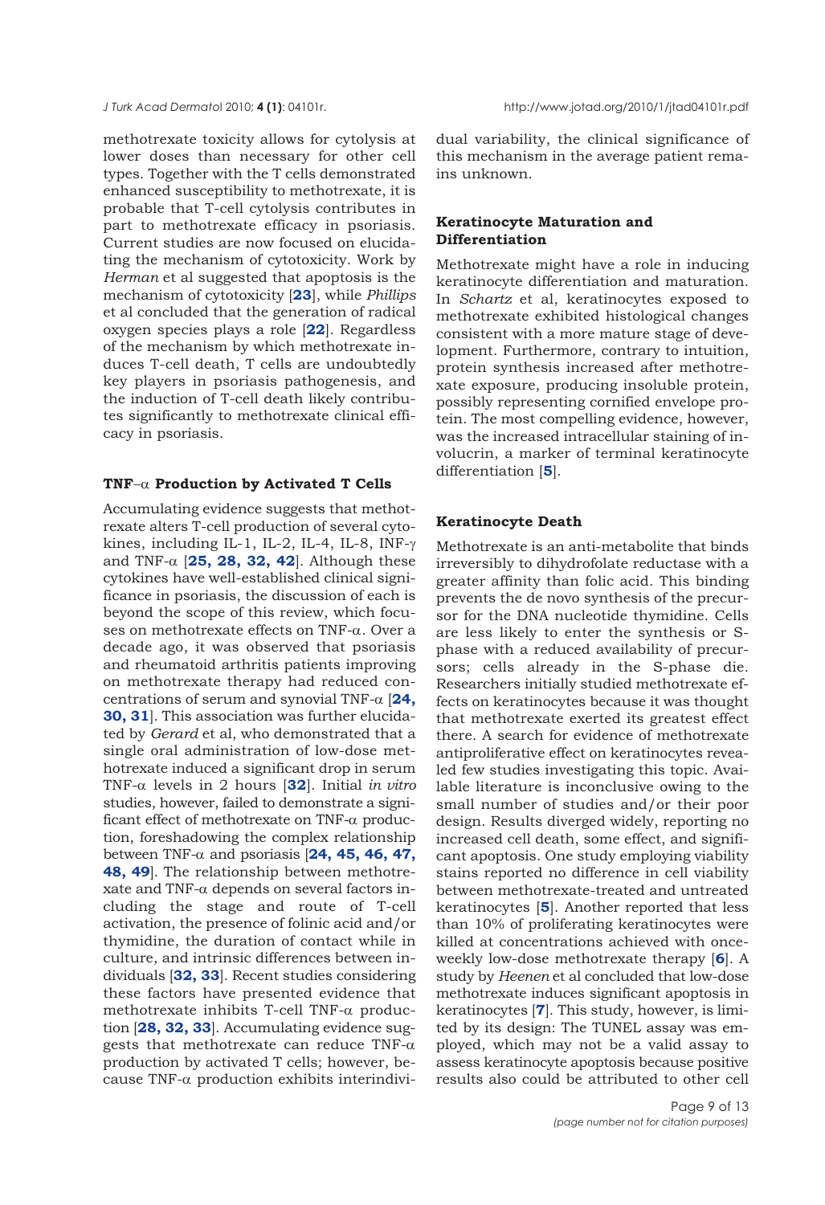methotrexate toxicity allows for cytolysis at lower doses than necessary for other cell types. Together with the T cells demonstrated enhanced susceptibility to methotrexate, it is probable that T-cell cytolysis contributes in part to methotrexate efficacy in psoriasis. Current studies are now focused on elucidating the mechanism of cytotoxicity. Work by *Herman* et al suggested that apoptosis is the mechanism of cytotoxicity [**23**], while *Phillips* et al concluded that the generation of radical oxygen species plays a role [**22**]. Regardless of the mechanism by which methotrexate induces T-cell death, T cells are undoubtedly key players in psoriasis pathogenesis, and the induction of T-cell death likely contributes significantly to methotrexate clinical efficacy in psoriasis.

### TNF–α Production by Activated T Cells

Accumulating evidence suggests that methotrexate alters T-cell production of several cytokines, including IL-1, IL-2, IL-4, IL-8, INF-γ and TNF-α [**25, 28, 32, 42**]. Although these cytokines have well-established clinical significance in psoriasis, the discussion of each is beyond the scope of this review, which focuses on methotrexate effects on TNF-α. Over a decade ago, it was observed that psoriasis and rheumatoid arthritis patients improving on methotrexate therapy had reduced concentrations of serum and synovial TNF-α [**24, 30, 31**]. This association was further elucidated by *Gerard* et al, who demonstrated that a single oral administration of low-dose methotrexate induced a significant drop in serum TNF-α levels in 2 hours [**32**]. Initial *in vitro* studies, however, failed to demonstrate a significant effect of methotrexate on TNF-α production, foreshadowing the complex relationship between TNF-α and psoriasis [**24, 45, 46, 47, 48, 49**]. The relationship between methotrexate and TNF-α depends on several factors including the stage and route of T-cell activation, the presence of folinic acid and/or thymidine, the duration of contact while in culture, and intrinsic differences between individuals [**32, 33**]. Recent studies considering these factors have presented evidence that methotrexate inhibits T-cell TNF-α production [**28, 32, 33**]. Accumulating evidence suggests that methotrexate can reduce TNF-α production by activated T cells; however, because TNF-α production exhibits interindividual variability, the clinical significance of this mechanism in the average patient remains unknown.

### Keratinocyte Maturation and Differentiation

Methotrexate might have a role in inducing keratinocyte differentiation and maturation. In *Schartz* et al, keratinocytes exposed to methotrexate exhibited histological changes consistent with a more mature stage of development. Furthermore, contrary to intuition, protein synthesis increased after methotrexate exposure, producing insoluble protein, possibly representing cornified envelope protein. The most compelling evidence, however, was the increased intracellular staining of involucrin, a marker of terminal keratinocyte differentiation [**5**].

### Keratinocyte Death

Methotrexate is an anti-metabolite that binds irreversibly to dihydrofolate reductase with a greater affinity than folic acid. This binding prevents the de novo synthesis of the precursor for the DNA nucleotide thymidine. Cells are less likely to enter the synthesis or S-phase with a reduced availability of precursors; cells already in the S-phase die. Researchers initially studied methotrexate effects on keratinocytes because it was thought that methotrexate exerted its greatest effect there. A search for evidence of methotrexate antiproliferative effect on keratinocytes revealed few studies investigating this topic. Available literature is inconclusive owing to the small number of studies and/or their poor design. Results diverged widely, reporting no increased cell death, some effect, and significant apoptosis. One study employing viability stains reported no difference in cell viability between methotrexate-treated and untreated keratinocytes [**5**]. Another reported that less than 10% of proliferating keratinocytes were killed at concentrations achieved with once-weekly low-dose methotrexate therapy [**6**]. A study by *Heenen* et al concluded that low-dose methotrexate induces significant apoptosis in keratinocytes [**7**]. This study, however, is limited by its design: The TUNEL assay was employed, which may not be a valid assay to assess keratinocyte apoptosis because positive results also could be attributed to other cell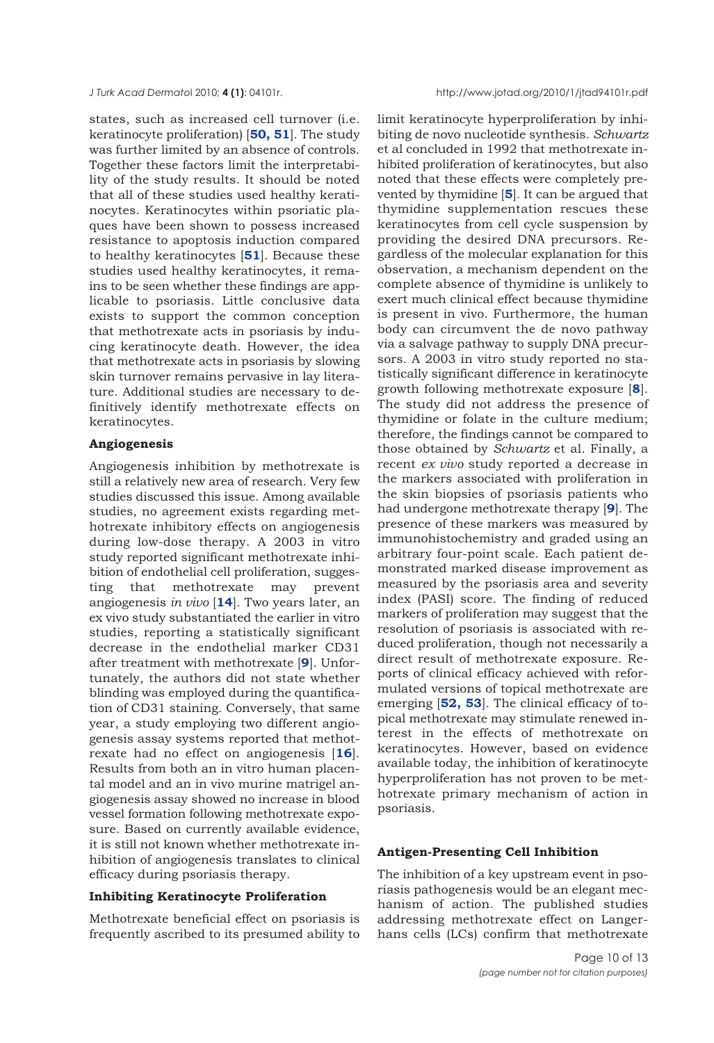states, such as increased cell turnover (i.e. keratinocyte proliferation) [**50, 51**]. The study was further limited by an absence of controls. Together these factors limit the interpretability of the study results. It should be noted that all of these studies used healthy keratinocytes. Keratinocytes within psoriatic plaques have been shown to possess increased resistance to apoptosis induction compared to healthy keratinocytes [**51**]. Because these studies used healthy keratinocytes, it remains to be seen whether these findings are applicable to psoriasis. Little conclusive data exists to support the common conception that methotrexate acts in psoriasis by inducing keratinocyte death. However, the idea that methotrexate acts in psoriasis by slowing skin turnover remains pervasive in lay literature. Additional studies are necessary to definitively identify methotrexate effects on keratinocytes.

**Angiogenesis**

Angiogenesis inhibition by methotrexate is still a relatively new area of research. Very few studies discussed this issue. Among available studies, no agreement exists regarding methotrexate inhibitory effects on angiogenesis during low-dose therapy. A 2003 in vitro study reported significant methotrexate inhibition of endothelial cell proliferation, suggesting that methotrexate may prevent angiogenesis *in vivo* [**14**]. Two years later, an ex vivo study substantiated the earlier in vitro studies, reporting a statistically significant decrease in the endothelial marker CD31 after treatment with methotrexate [**9**]. Unfortunately, the authors did not state whether blinding was employed during the quantification of CD31 staining. Conversely, that same year, a study employing two different angiogenesis assay systems reported that methotrexate had no effect on angiogenesis [**16**]. Results from both an in vitro human placental model and an in vivo murine matrigel angiogenesis assay showed no increase in blood vessel formation following methotrexate exposure. Based on currently available evidence, it is still not known whether methotrexate inhibition of angiogenesis translates to clinical efficacy during psoriasis therapy.

**Inhibiting Keratinocyte Proliferation**

Methotrexate beneficial effect on psoriasis is frequently ascribed to its presumed ability to limit keratinocyte hyperproliferation by inhibiting de novo nucleotide synthesis. *Schwartz* et al concluded in 1992 that methotrexate inhibited proliferation of keratinocytes, but also noted that these effects were completely prevented by thymidine [**5**]. It can be argued that thymidine supplementation rescues these keratinocytes from cell cycle suspension by providing the desired DNA precursors. Regardless of the molecular explanation for this observation, a mechanism dependent on the complete absence of thymidine is unlikely to exert much clinical effect because thymidine is present in vivo. Furthermore, the human body can circumvent the de novo pathway via a salvage pathway to supply DNA precursors. A 2003 in vitro study reported no statistically significant difference in keratinocyte growth following methotrexate exposure [**8**]. The study did not address the presence of thymidine or folate in the culture medium; therefore, the findings cannot be compared to those obtained by *Schwartz* et al. Finally, a recent *ex vivo* study reported a decrease in the markers associated with proliferation in the skin biopsies of psoriasis patients who had undergone methotrexate therapy [**9**]. The presence of these markers was measured by immunohistochemistry and graded using an arbitrary four-point scale. Each patient demonstrated marked disease improvement as measured by the psoriasis area and severity index (PASI) score. The finding of reduced markers of proliferation may suggest that the resolution of psoriasis is associated with reduced proliferation, though not necessarily a direct result of methotrexate exposure. Reports of clinical efficacy achieved with reformulated versions of topical methotrexate are emerging [**52, 53**]. The clinical efficacy of topical methotrexate may stimulate renewed interest in the effects of methotrexate on keratinocytes. However, based on evidence available today, the inhibition of keratinocyte hyperproliferation has not proven to be methotrexate primary mechanism of action in psoriasis.

**Antigen-Presenting Cell Inhibition**

The inhibition of a key upstream event in psoriasis pathogenesis would be an elegant mechanism of action. The published studies addressing methotrexate effect on Langerhans cells (LCs) confirm that methotrexate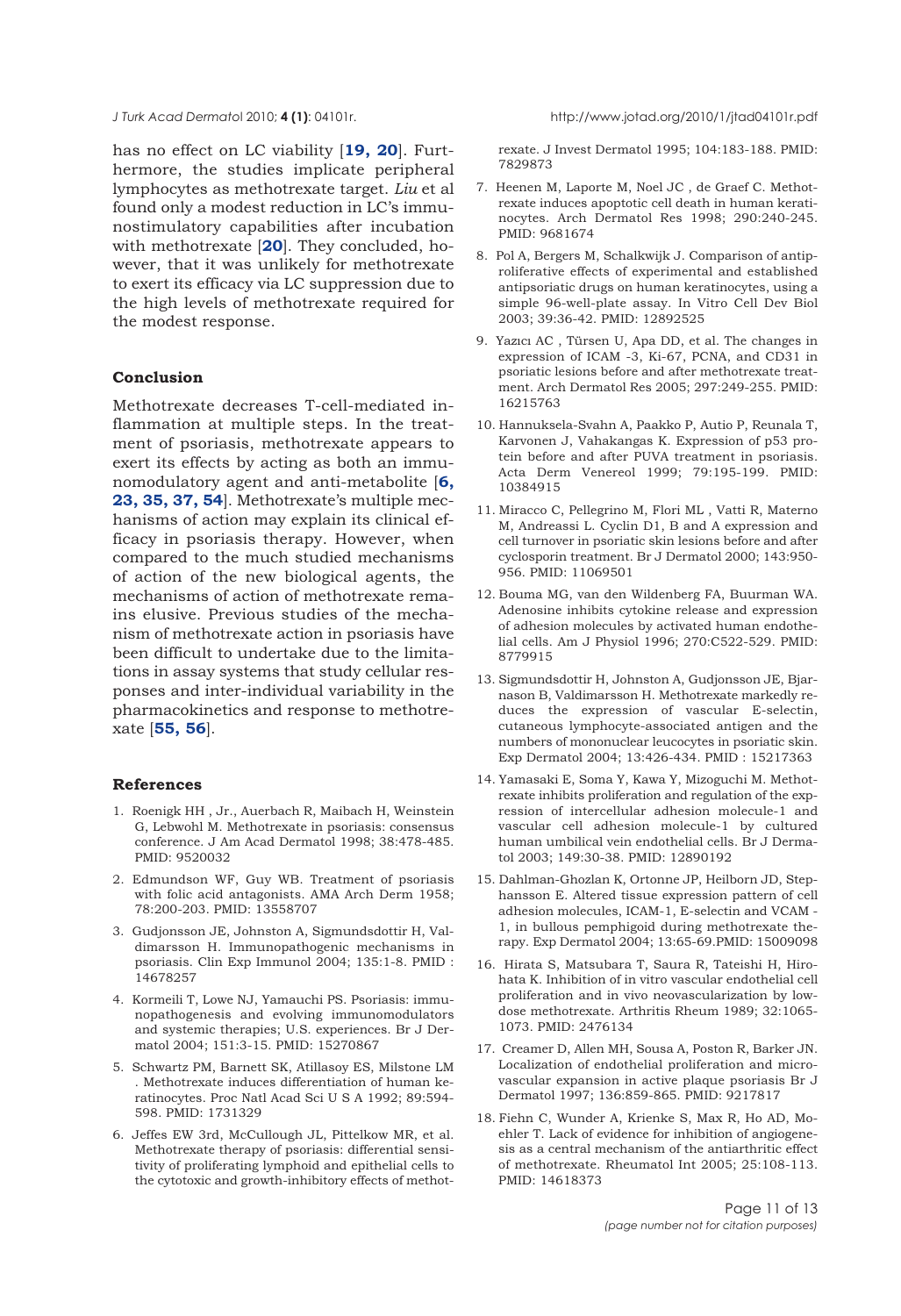has no effect on LC viability [**19, 20**]. Furthermore, the studies implicate peripheral lymphocytes as methotrexate target. *Liu* et al found only a modest reduction in LC's immunostimulatory capabilities after incubation with methotrexate [**20**]. They concluded, however, that it was unlikely for methotrexate to exert its efficacy via LC suppression due to the high levels of methotrexate required for the modest response.

## Conclusion

Methotrexate decreases T-cell-mediated inflammation at multiple steps. In the treatment of psoriasis, methotrexate appears to exert its effects by acting as both an immunomodulatory agent and anti-metabolite [**6, 23, 35, 37, 54**]. Methotrexate's multiple mechanisms of action may explain its clinical efficacy in psoriasis therapy. However, when compared to the much studied mechanisms of action of the new biological agents, the mechanisms of action of methotrexate remains elusive. Previous studies of the mechanism of methotrexate action in psoriasis have been difficult to undertake due to the limitations in assay systems that study cellular responses and inter-individual variability in the pharmacokinetics and response to methotrexate [**55, 56**].

## References

1. Roenigk HH , Jr., Auerbach R, Maibach H, Weinstein G, Lebwohl M. Methotrexate in psoriasis: consensus conference. J Am Acad Dermatol 1998; 38:478-485. PMID: 9520032
2. Edmundson WF, Guy WB. Treatment of psoriasis with folic acid antagonists. AMA Arch Derm 1958; 78:200-203. PMID: 13558707
3. Gudjonsson JE, Johnston A, Sigmundsdottir H, Valdimarsson H. Immunopathogenic mechanisms in psoriasis. Clin Exp Immunol 2004; 135:1-8. PMID : 14678257
4. Kormeili T, Lowe NJ, Yamauchi PS. Psoriasis: immunopathogenesis and evolving immunomodulators and systemic therapies; U.S. experiences. Br J Dermatol 2004; 151:3-15. PMID: 15270867
5. Schwartz PM, Barnett SK, Atillasoy ES, Milstone LM . Methotrexate induces differentiation of human keratinocytes. Proc Natl Acad Sci U S A 1992; 89:594-598. PMID: 1731329
6. Jeffes EW 3rd, McCullough JL, Pittelkow MR, et al. Methotrexate therapy of psoriasis: differential sensitivity of proliferating lymphoid and epithelial cells to the cytotoxic and growth-inhibitory effects of methotrexate. J Invest Dermatol 1995; 104:183-188. PMID: 7829873
7. Heenen M, Laporte M, Noel JC , de Graef C. Methotrexate induces apoptotic cell death in human keratinocytes. Arch Dermatol Res 1998; 290:240-245. PMID: 9681674
8. Pol A, Bergers M, Schalkwijk J. Comparison of antiproliferative effects of experimental and established antipsoriatic drugs on human keratinocytes, using a simple 96-well-plate assay. In Vitro Cell Dev Biol 2003; 39:36-42. PMID: 12892525
9. Yazıcı AC , Türsen U, Apa DD, et al. The changes in expression of ICAM -3, Ki-67, PCNA, and CD31 in psoriatic lesions before and after methotrexate treatment. Arch Dermatol Res 2005; 297:249-255. PMID: 16215763
10. Hannuksela-Svahn A, Paakko P, Autio P, Reunala T, Karvonen J, Vahakangas K. Expression of p53 protein before and after PUVA treatment in psoriasis. Acta Derm Venereol 1999; 79:195-199. PMID: 10384915
11. Miracco C, Pellegrino M, Flori ML , Vatti R, Materno M, Andreassi L. Cyclin D1, B and A expression and cell turnover in psoriatic skin lesions before and after cyclosporin treatment. Br J Dermatol 2000; 143:950-956. PMID: 11069501
12. Bouma MG, van den Wildenberg FA, Buurman WA. Adenosine inhibits cytokine release and expression of adhesion molecules by activated human endothelial cells. Am J Physiol 1996; 270:C522-529. PMID: 8779915
13. Sigmundsdottir H, Johnston A, Gudjonsson JE, Bjarnason B, Valdimarsson H. Methotrexate markedly reduces the expression of vascular E-selectin, cutaneous lymphocyte-associated antigen and the numbers of mononuclear leucocytes in psoriatic skin. Exp Dermatol 2004; 13:426-434. PMID : 15217363
14. Yamasaki E, Soma Y, Kawa Y, Mizoguchi M. Methotrexate inhibits proliferation and regulation of the expression of intercellular adhesion molecule-1 and vascular cell adhesion molecule-1 by cultured human umbilical vein endothelial cells. Br J Dermatol 2003; 149:30-38. PMID: 12890192
15. Dahlman-Ghozlan K, Ortonne JP, Heilborn JD, Stephansson E. Altered tissue expression pattern of cell adhesion molecules, ICAM-1, E-selectin and VCAM - 1, in bullous pemphigoid during methotrexate therapy. Exp Dermatol 2004; 13:65-69.PMID: 15009098
16. Hirata S, Matsubara T, Saura R, Tateishi H, Hirohata K. Inhibition of in vitro vascular endothelial cell proliferation and in vivo neovascularization by low-dose methotrexate. Arthritis Rheum 1989; 32:1065-1073. PMID: 2476134
17. Creamer D, Allen MH, Sousa A, Poston R, Barker JN. Localization of endothelial proliferation and microvascular expansion in active plaque psoriasis Br J Dermatol 1997; 136:859-865. PMID: 9217817
18. Fiehn C, Wunder A, Krienke S, Max R, Ho AD, Moehler T. Lack of evidence for inhibition of angiogenesis as a central mechanism of the antiarthritic effect of methotrexate. Rheumatol Int 2005; 25:108-113. PMID: 14618373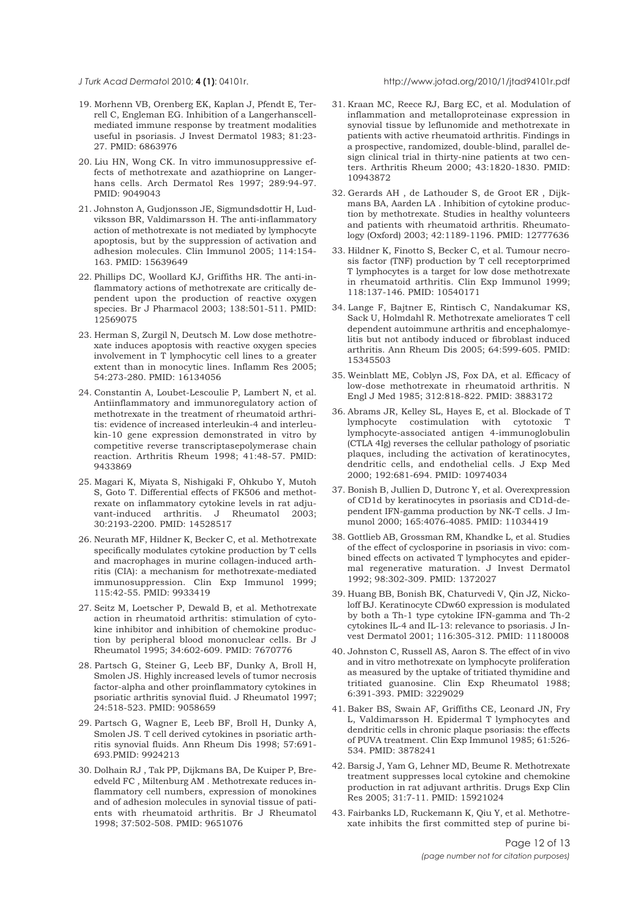19. Morhenn VB, Orenberg EK, Kaplan J, Pfendt E, Terrell C, Engleman EG. Inhibition of a Langerhanscell-mediated immune response by treatment modalities useful in psoriasis. J Invest Dermatol 1983; 81:23-27. PMID: 6863976

20. Liu HN, Wong CK. In vitro immunosuppressive effects of methotrexate and azathioprine on Langerhans cells. Arch Dermatol Res 1997; 289:94-97. PMID: 9049043

21. Johnston A, Gudjonsson JE, Sigmundsdottir H, Ludviksson BR, Valdimarsson H. The anti-inflammatory action of methotrexate is not mediated by lymphocyte apoptosis, but by the suppression of activation and adhesion molecules. Clin Immunol 2005; 114:154-163. PMID: 15639649

22. Phillips DC, Woollard KJ, Griffiths HR. The anti-inflammatory actions of methotrexate are critically dependent upon the production of reactive oxygen species. Br J Pharmacol 2003; 138:501-511. PMID: 12569075

23. Herman S, Zurgil N, Deutsch M. Low dose methotrexate induces apoptosis with reactive oxygen species involvement in T lymphocytic cell lines to a greater extent than in monocytic lines. Inflamm Res 2005; 54:273-280. PMID: 16134056

24. Constantin A, Loubet-Lescoulie P, Lambert N, et al. Antiinflammatory and immunoregulatory action of methotrexate in the treatment of rheumatoid arthritis: evidence of increased interleukin-4 and interleukin-10 gene expression demonstrated in vitro by competitive reverse transcriptasepolymerase chain reaction. Arthritis Rheum 1998; 41:48-57. PMID: 9433869

25. Magari K, Miyata S, Nishigaki F, Ohkubo Y, Mutoh S, Goto T. Differential effects of FK506 and methotrexate on inflammatory cytokine levels in rat adjuvant-induced arthritis. J Rheumatol 2003; 30:2193-2200. PMID: 14528517

26. Neurath MF, Hildner K, Becker C, et al. Methotrexate specifically modulates cytokine production by T cells and macrophages in murine collagen-induced arthritis (CIA): a mechanism for methotrexate-mediated immunosuppression. Clin Exp Immunol 1999; 115:42-55. PMID: 9933419

27. Seitz M, Loetscher P, Dewald B, et al. Methotrexate action in rheumatoid arthritis: stimulation of cytokine inhibitor and inhibition of chemokine production by peripheral blood mononuclear cells. Br J Rheumatol 1995; 34:602-609. PMID: 7670776

28. Partsch G, Steiner G, Leeb BF, Dunky A, Broll H, Smolen JS. Highly increased levels of tumor necrosis factor-alpha and other proinflammatory cytokines in psoriatic arthritis synovial fluid. J Rheumatol 1997; 24:518-523. PMID: 9058659

29. Partsch G, Wagner E, Leeb BF, Broll H, Dunky A, Smolen JS. T cell derived cytokines in psoriatic arthritis synovial fluids. Ann Rheum Dis 1998; 57:691-693.PMID: 9924213

30. Dolhain RJ , Tak PP, Dijkmans BA, De Kuiper P, Breedveld FC , Miltenburg AM . Methotrexate reduces inflammatory cell numbers, expression of monokines and of adhesion molecules in synovial tissue of patients with rheumatoid arthritis. Br J Rheumatol 1998; 37:502-508. PMID: 9651076

31. Kraan MC, Reece RJ, Barg EC, et al. Modulation of inflammation and metalloproteinase expression in synovial tissue by leflunomide and methotrexate in patients with active rheumatoid arthritis. Findings in a prospective, randomized, double-blind, parallel design clinical trial in thirty-nine patients at two centers. Arthritis Rheum 2000; 43:1820-1830. PMID: 10943872

32. Gerards AH , de Lathouder S, de Groot ER , Dijkmans BA, Aarden LA . Inhibition of cytokine production by methotrexate. Studies in healthy volunteers and patients with rheumatoid arthritis. Rheumatology (Oxford) 2003; 42:1189-1196. PMID: 12777636

33. Hildner K, Finotto S, Becker C, et al. Tumour necrosis factor (TNF) production by T cell receptorprimed T lymphocytes is a target for low dose methotrexate in rheumatoid arthritis. Clin Exp Immunol 1999; 118:137-146. PMID: 10540171

34. Lange F, Bajtner E, Rintisch C, Nandakumar KS, Sack U, Holmdahl R. Methotrexate ameliorates T cell dependent autoimmune arthritis and encephalomyelitis but not antibody induced or fibroblast induced arthritis. Ann Rheum Dis 2005; 64:599-605. PMID: 15345503

35. Weinblatt ME, Coblyn JS, Fox DA, et al. Efficacy of low-dose methotrexate in rheumatoid arthritis. N Engl J Med 1985; 312:818-822. PMID: 3883172

36. Abrams JR, Kelley SL, Hayes E, et al. Blockade of T lymphocyte costimulation with cytotoxic T lymphocyte-associated antigen 4-immunoglobulin (CTLA 4Ig) reverses the cellular pathology of psoriatic plaques, including the activation of keratinocytes, dendritic cells, and endothelial cells. J Exp Med 2000; 192:681-694. PMID: 10974034

37. Bonish B, Jullien D, Dutronc Y, et al. Overexpression of CD1d by keratinocytes in psoriasis and CD1d-dependent IFN-gamma production by NK-T cells. J Immunol 2000; 165:4076-4085. PMID: 11034419

38. Gottlieb AB, Grossman RM, Khandke L, et al. Studies of the effect of cyclosporine in psoriasis in vivo: combined effects on activated T lymphocytes and epidermal regenerative maturation. J Invest Dermatol 1992; 98:302-309. PMID: 1372027

39. Huang BB, Bonish BK, Chaturvedi V, Qin JZ, Nickoloff BJ. Keratinocyte CDw60 expression is modulated by both a Th-1 type cytokine IFN-gamma and Th-2 cytokines IL-4 and IL-13: relevance to psoriasis. J Invest Dermatol 2001; 116:305-312. PMID: 11180008

40. Johnston C, Russell AS, Aaron S. The effect of in vivo and in vitro methotrexate on lymphocyte proliferation as measured by the uptake of tritiated thymidine and tritiated guanosine. Clin Exp Rheumatol 1988; 6:391-393. PMID: 3229029

41. Baker BS, Swain AF, Griffiths CE, Leonard JN, Fry L, Valdimarsson H. Epidermal T lymphocytes and dendritic cells in chronic plaque psoriasis: the effects of PUVA treatment. Clin Exp Immunol 1985; 61:526-534. PMID: 3878241

42. Barsig J, Yam G, Lehner MD, Beume R. Methotrexate treatment suppresses local cytokine and chemokine production in rat adjuvant arthritis. Drugs Exp Clin Res 2005; 31:7-11. PMID: 15921024

43. Fairbanks LD, Ruckemann K, Qiu Y, et al. Methotrexate inhibits the first committed step of purine bi-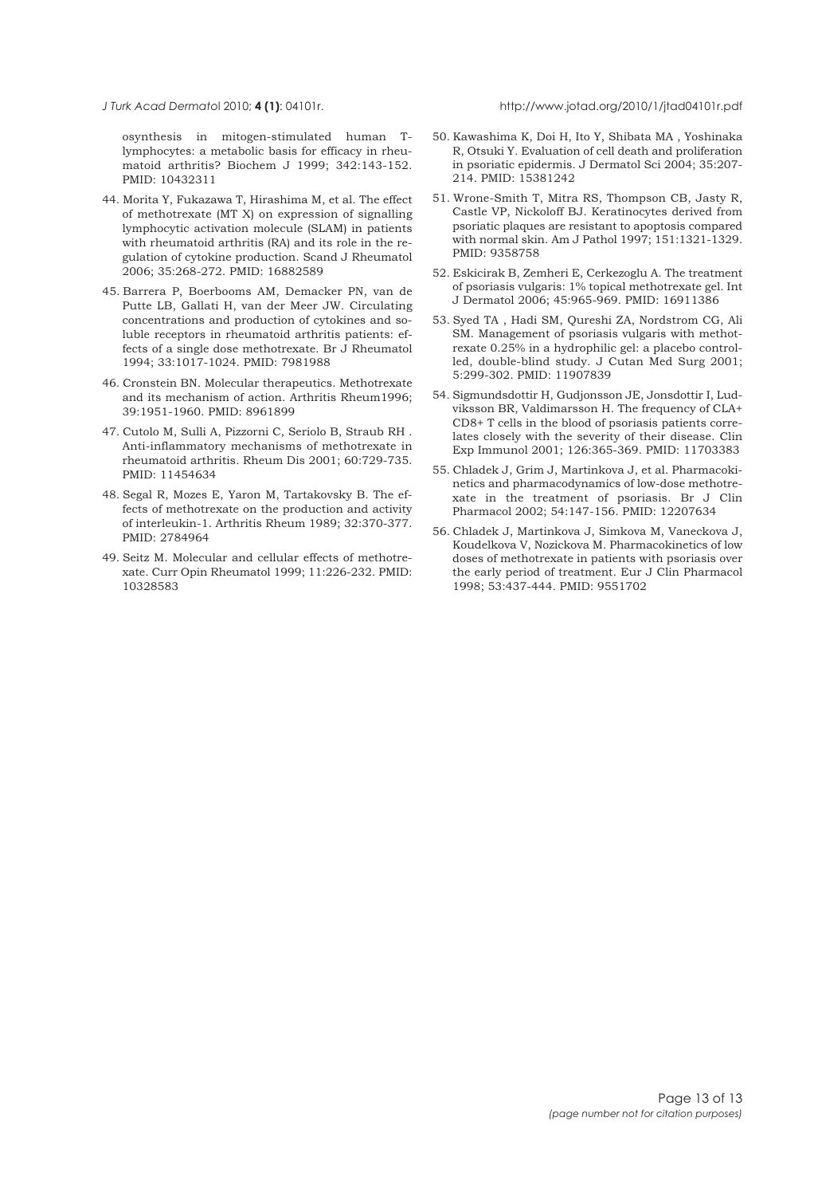osynthesis in mitogen-stimulated human T-lymphocytes: a metabolic basis for efficacy in rheumatoid arthritis? Biochem J 1999; 342:143-152. PMID: 10432311

44. Morita Y, Fukazawa T, Hirashima M, et al. The effect of methotrexate (MT X) on expression of signalling lymphocytic activation molecule (SLAM) in patients with rheumatoid arthritis (RA) and its role in the regulation of cytokine production. Scand J Rheumatol 2006; 35:268-272. PMID: 16882589

45. Barrera P, Boerbooms AM, Demacker PN, van de Putte LB, Gallati H, van der Meer JW. Circulating concentrations and production of cytokines and soluble receptors in rheumatoid arthritis patients: effects of a single dose methotrexate. Br J Rheumatol 1994; 33:1017-1024. PMID: 7981988

46. Cronstein BN. Molecular therapeutics. Methotrexate and its mechanism of action. Arthritis Rheum1996; 39:1951-1960. PMID: 8961899

47. Cutolo M, Sulli A, Pizzorni C, Seriolo B, Straub RH . Anti-inflammatory mechanisms of methotrexate in rheumatoid arthritis. Rheum Dis 2001; 60:729-735. PMID: 11454634

48. Segal R, Mozes E, Yaron M, Tartakovsky B. The effects of methotrexate on the production and activity of interleukin-1. Arthritis Rheum 1989; 32:370-377. PMID: 2784964

49. Seitz M. Molecular and cellular effects of methotrexate. Curr Opin Rheumatol 1999; 11:226-232. PMID: 10328583

50. Kawashima K, Doi H, Ito Y, Shibata MA , Yoshinaka R, Otsuki Y. Evaluation of cell death and proliferation in psoriatic epidermis. J Dermatol Sci 2004; 35:207-214. PMID: 15381242

51. Wrone-Smith T, Mitra RS, Thompson CB, Jasty R, Castle VP, Nickoloff BJ. Keratinocytes derived from psoriatic plaques are resistant to apoptosis compared with normal skin. Am J Pathol 1997; 151:1321-1329. PMID: 9358758

52. Eskicirak B, Zemheri E, Cerkezoglu A. The treatment of psoriasis vulgaris: 1% topical methotrexate gel. Int J Dermatol 2006; 45:965-969. PMID: 16911386

53. Syed TA , Hadi SM, Qureshi ZA, Nordstrom CG, Ali SM. Management of psoriasis vulgaris with methotrexate 0.25% in a hydrophilic gel: a placebo controlled, double-blind study. J Cutan Med Surg 2001; 5:299-302. PMID: 11907839

54. Sigmundsdottir H, Gudjonsson JE, Jonsdottir I, Ludviksson BR, Valdimarsson H. The frequency of CLA+ CD8+ T cells in the blood of psoriasis patients correlates closely with the severity of their disease. Clin Exp Immunol 2001; 126:365-369. PMID: 11703383

55. Chladek J, Grim J, Martinkova J, et al. Pharmacokinetics and pharmacodynamics of low-dose methotrexate in the treatment of psoriasis. Br J Clin Pharmacol 2002; 54:147-156. PMID: 12207634

56. Chladek J, Martinkova J, Simkova M, Vaneckova J, Koudelkova V, Nozickova M. Pharmacokinetics of low doses of methotrexate in patients with psoriasis over the early period of treatment. Eur J Clin Pharmacol 1998; 53:437-444. PMID: 9551702